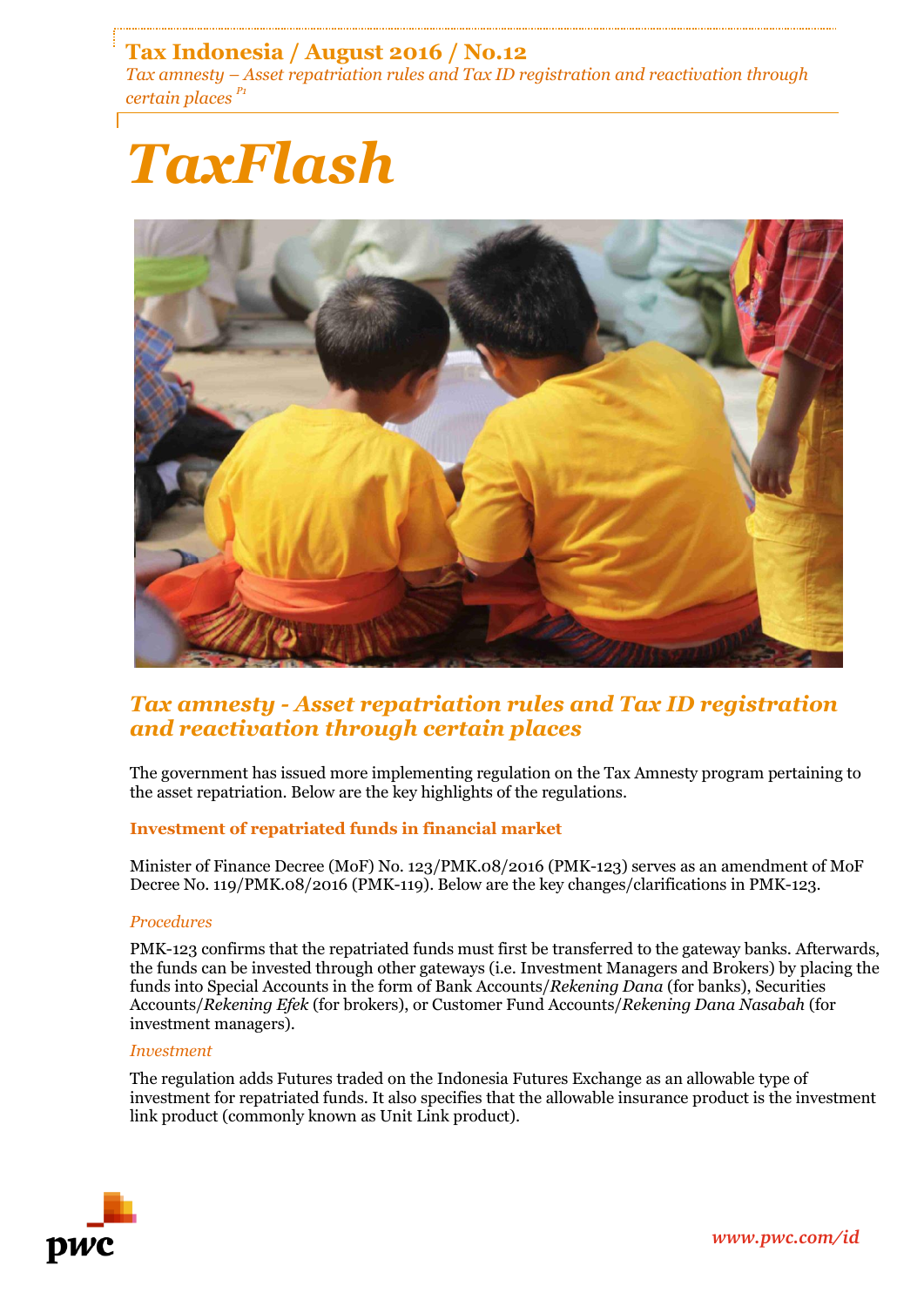# Tax Indonesia / August 2016 / No.12

*Tax amnesty – Asset repatriation rules and Tax ID registration and reactivation through certain places* [P1]

# *TaxFlash*

## *Tax amnesty - Asset repatriation rules and Tax ID registration and reactivation through certain places*

The government has issued more implementing regulation on the Tax Amnesty program pertaining to the asset repatriation. Below are the key highlights of the regulations.

### Investment of repatriated funds in financial market

Minister of Finance Decree (MoF) No. 123/PMK.08/2016 (PMK-123) serves as an amendment of MoF Decree No. 119/PMK.08/2016 (PMK-119). Below are the key changes/clarifications in PMK-123.

#### *Procedures*

PMK-123 confirms that the repatriated funds must first be transferred to the gateway banks. Afterwards, the funds can be invested through other gateways (i.e. Investment Managers and Brokers) by placing the funds into Special Accounts in the form of Bank Accounts/*Rekening Dana* (for banks), Securities Accounts/*Rekening Efek* (for brokers), or Customer Fund Accounts/*Rekening Dana Nasabah* (for investment managers).

#### *Investment*

The regulation adds Futures traded on the Indonesia Futures Exchange as an allowable type of investment for repatriated funds. It also specifies that the allowable insurance product is the investment link product (commonly known as Unit Link product).

www.pwc.com/id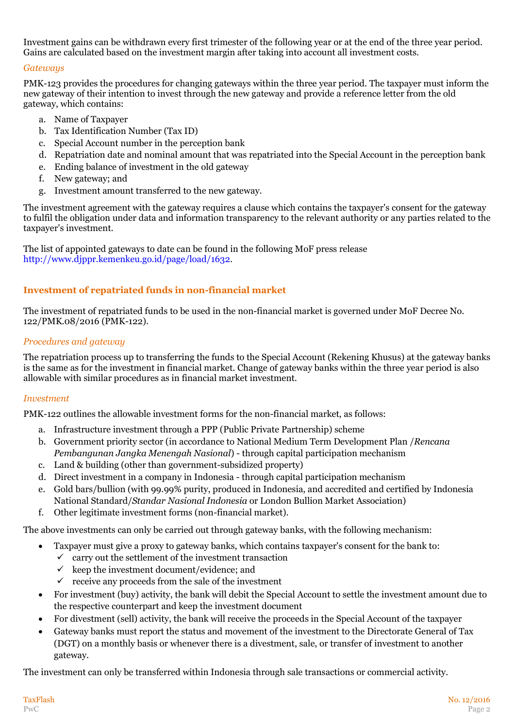Investment gains can be withdrawn every first trimester of the following year or at the end of the three year period. Gains are calculated based on the investment margin after taking into account all investment costs.

### *Gateways*

PMK-123 provides the procedures for changing gateways within the three year period. The taxpayer must inform the new gateway of their intention to invest through the new gateway and provide a reference letter from the old gateway, which contains:

a. Name of Taxpayer
b. Tax Identification Number (Tax ID)
c. Special Account number in the perception bank
d. Repatriation date and nominal amount that was repatriated into the Special Account in the perception bank
e. Ending balance of investment in the old gateway
f. New gateway; and
g. Investment amount transferred to the new gateway.

The investment agreement with the gateway requires a clause which contains the taxpayer's consent for the gateway to fulfil the obligation under data and information transparency to the relevant authority or any parties related to the taxpayer's investment.

The list of appointed gateways to date can be found in the following MoF press release http://www.djppr.kemenkeu.go.id/page/load/1632.

## Investment of repatriated funds in non-financial market

The investment of repatriated funds to be used in the non-financial market is governed under MoF Decree No. 122/PMK.08/2016 (PMK-122).

### *Procedures and gateway*

The repatriation process up to transferring the funds to the Special Account (Rekening Khusus) at the gateway banks is the same as for the investment in financial market. Change of gateway banks within the three year period is also allowable with similar procedures as in financial market investment.

### *Investment*

PMK-122 outlines the allowable investment forms for the non-financial market, as follows:

a. Infrastructure investment through a PPP (Public Private Partnership) scheme
b. Government priority sector (in accordance to National Medium Term Development Plan /*Rencana Pembangunan Jangka Menengah Nasional*) - through capital participation mechanism
c. Land & building (other than government-subsidized property)
d. Direct investment in a company in Indonesia - through capital participation mechanism
e. Gold bars/bullion (with 99.99% purity, produced in Indonesia, and accredited and certified by Indonesia National Standard/*Standar Nasional Indonesia* or London Bullion Market Association)
f. Other legitimate investment forms (non-financial market).

The above investments can only be carried out through gateway banks, with the following mechanism:

- Taxpayer must give a proxy to gateway banks, which contains taxpayer's consent for the bank to:
  - ✓ carry out the settlement of the investment transaction
  - ✓ keep the investment document/evidence; and
  - ✓ receive any proceeds from the sale of the investment
- For investment (buy) activity, the bank will debit the Special Account to settle the investment amount due to the respective counterpart and keep the investment document
- For divestment (sell) activity, the bank will receive the proceeds in the Special Account of the taxpayer
- Gateway banks must report the status and movement of the investment to the Directorate General of Tax (DGT) on a monthly basis or whenever there is a divestment, sale, or transfer of investment to another gateway.

The investment can only be transferred within Indonesia through sale transactions or commercial activity.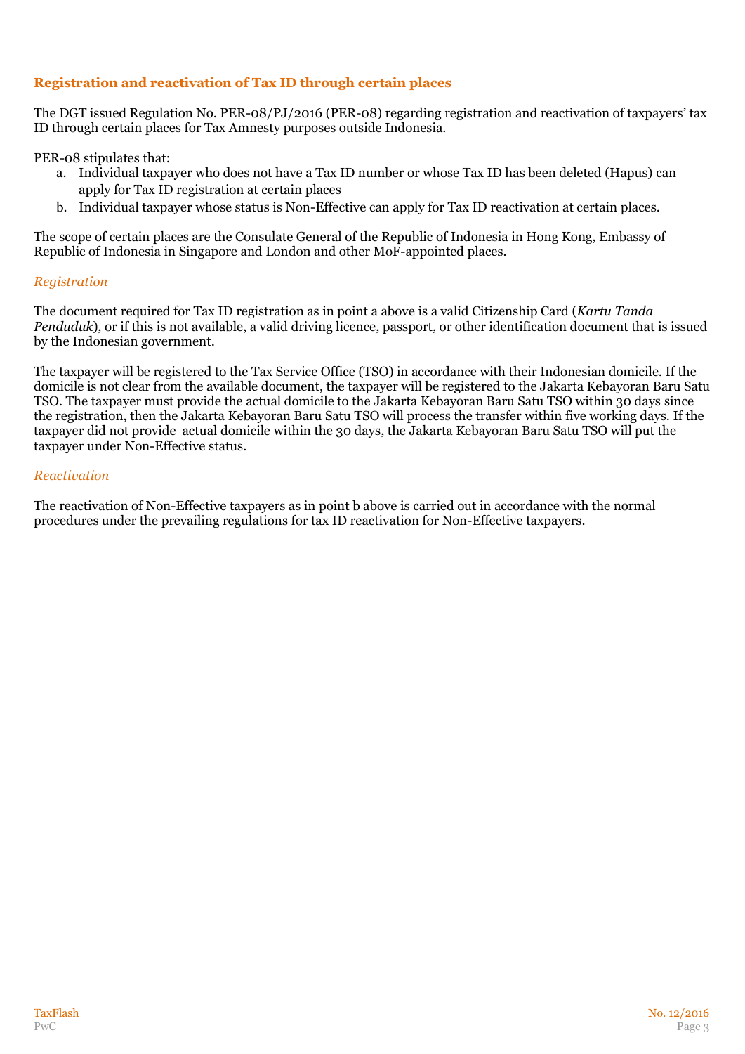## Registration and reactivation of Tax ID through certain places

The DGT issued Regulation No. PER-08/PJ/2016 (PER-08) regarding registration and reactivation of taxpayers' tax ID through certain places for Tax Amnesty purposes outside Indonesia.

PER-08 stipulates that:

a. Individual taxpayer who does not have a Tax ID number or whose Tax ID has been deleted (Hapus) can apply for Tax ID registration at certain places
b. Individual taxpayer whose status is Non-Effective can apply for Tax ID reactivation at certain places.

The scope of certain places are the Consulate General of the Republic of Indonesia in Hong Kong, Embassy of Republic of Indonesia in Singapore and London and other MoF-appointed places.

### *Registration*

The document required for Tax ID registration as in point a above is a valid Citizenship Card (*Kartu Tanda Penduduk*), or if this is not available, a valid driving licence, passport, or other identification document that is issued by the Indonesian government.

The taxpayer will be registered to the Tax Service Office (TSO) in accordance with their Indonesian domicile. If the domicile is not clear from the available document, the taxpayer will be registered to the Jakarta Kebayoran Baru Satu TSO. The taxpayer must provide the actual domicile to the Jakarta Kebayoran Baru Satu TSO within 30 days since the registration, then the Jakarta Kebayoran Baru Satu TSO will process the transfer within five working days. If the taxpayer did not provide actual domicile within the 30 days, the Jakarta Kebayoran Baru Satu TSO will put the taxpayer under Non-Effective status.

### *Reactivation*

The reactivation of Non-Effective taxpayers as in point b above is carried out in accordance with the normal procedures under the prevailing regulations for tax ID reactivation for Non-Effective taxpayers.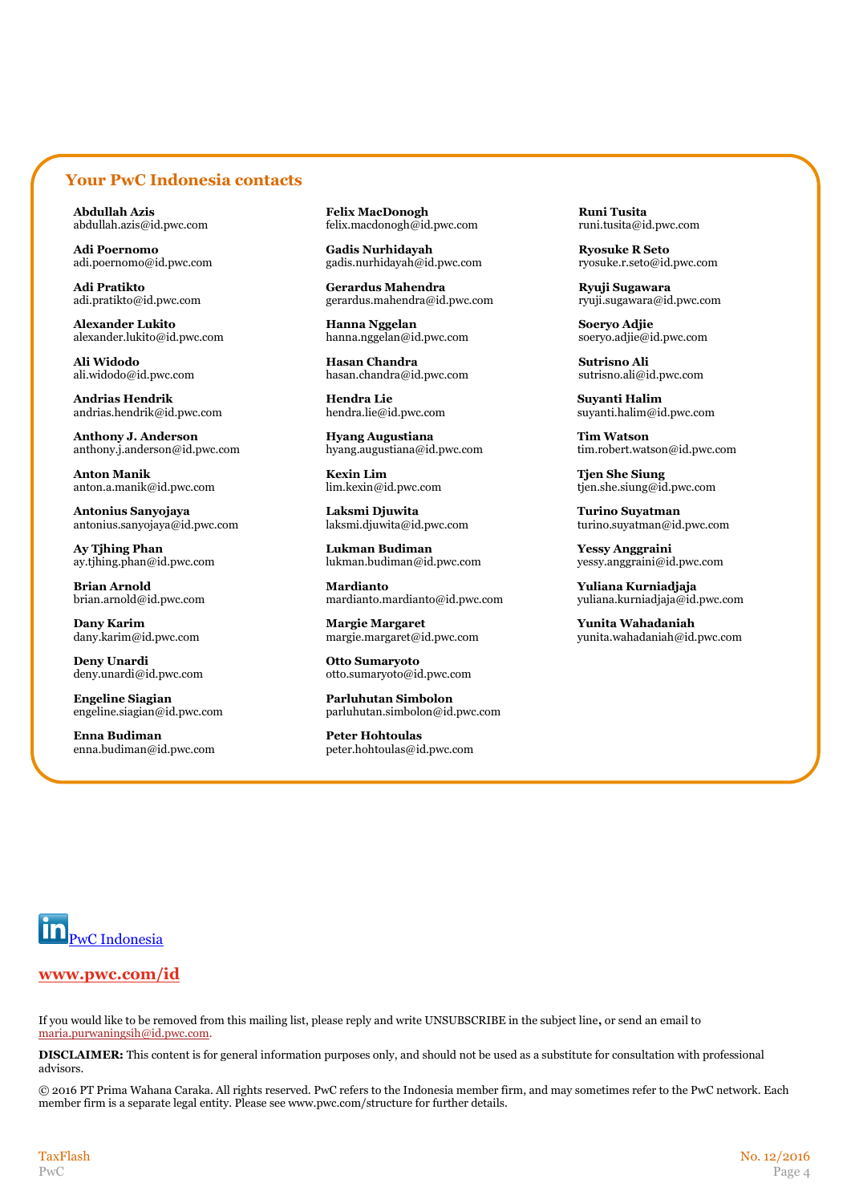## Your PwC Indonesia contacts

**Abdullah Azis**
abdullah.azis@id.pwc.com

**Adi Poernomo**
adi.poernomo@id.pwc.com

**Adi Pratikto**
adi.pratikto@id.pwc.com

**Alexander Lukito**
alexander.lukito@id.pwc.com

**Ali Widodo**
ali.widodo@id.pwc.com

**Andrias Hendrik**
andrias.hendrik@id.pwc.com

**Anthony J. Anderson**
anthony.j.anderson@id.pwc.com

**Anton Manik**
anton.a.manik@id.pwc.com

**Antonius Sanyojaya**
antonius.sanyojaya@id.pwc.com

**Ay Tjhing Phan**
ay.tjhing.phan@id.pwc.com

**Brian Arnold**
brian.arnold@id.pwc.com

**Dany Karim**
dany.karim@id.pwc.com

**Deny Unardi**
deny.unardi@id.pwc.com

**Engeline Siagian**
engeline.siagian@id.pwc.com

**Enna Budiman**
enna.budiman@id.pwc.com

**Felix MacDonogh**
felix.macdonogh@id.pwc.com

**Gadis Nurhidayah**
gadis.nurhidayah@id.pwc.com

**Gerardus Mahendra**
gerardus.mahendra@id.pwc.com

**Hanna Nggelan**
hanna.nggelan@id.pwc.com

**Hasan Chandra**
hasan.chandra@id.pwc.com

**Hendra Lie**
hendra.lie@id.pwc.com

**Hyang Augustiana**
hyang.augustiana@id.pwc.com

**Kexin Lim**
lim.kexin@id.pwc.com

**Laksmi Djuwita**
laksmi.djuwita@id.pwc.com

**Lukman Budiman**
lukman.budiman@id.pwc.com

**Mardianto**
mardianto.mardianto@id.pwc.com

**Margie Margaret**
margie.margaret@id.pwc.com

**Otto Sumaryoto**
otto.sumaryoto@id.pwc.com

**Parluhutan Simbolon**
parluhutan.simbolon@id.pwc.com

**Peter Hohtoulas**
peter.hohtoulas@id.pwc.com

**Runi Tusita**
runi.tusita@id.pwc.com

**Ryosuke R Seto**
ryosuke.r.seto@id.pwc.com

**Ryuji Sugawara**
ryuji.sugawara@id.pwc.com

**Soeryo Adjie**
soeryo.adjie@id.pwc.com

**Sutrisno Ali**
sutrisno.ali@id.pwc.com

**Suyanti Halim**
suyanti.halim@id.pwc.com

**Tim Watson**
tim.robert.watson@id.pwc.com

**Tjen She Siung**
tjen.she.siung@id.pwc.com

**Turino Suyatman**
turino.suyatman@id.pwc.com

**Yessy Anggraini**
yessy.anggraini@id.pwc.com

**Yuliana Kurniadjaja**
yuliana.kurniadjaja@id.pwc.com

**Yunita Wahadaniah**
yunita.wahadaniah@id.pwc.com

PwC Indonesia

**www.pwc.com/id**

If you would like to be removed from this mailing list, please reply and write UNSUBSCRIBE in the subject line, or send an email to maria.purwaningsih@id.pwc.com.

**DISCLAIMER:** This content is for general information purposes only, and should not be used as a substitute for consultation with professional advisors.

© 2016 PT Prima Wahana Caraka. All rights reserved. PwC refers to the Indonesia member firm, and may sometimes refer to the PwC network. Each member firm is a separate legal entity. Please see www.pwc.com/structure for further details.